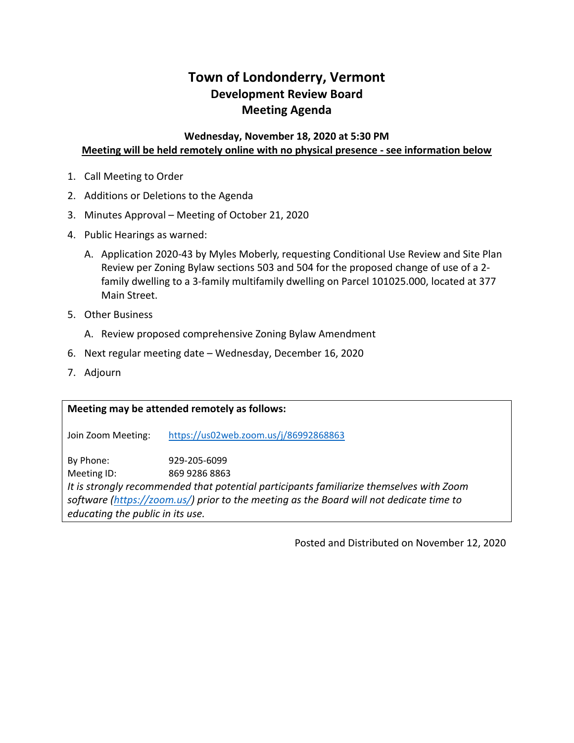# Town of Londonderry, Vermont
## Development Review Board
## Meeting Agenda

**Wednesday, November 18, 2020 at 5:30 PM**
**Meeting will be held remotely online with no physical presence - see information below**

1. Call Meeting to Order
2. Additions or Deletions to the Agenda
3. Minutes Approval – Meeting of October 21, 2020
4. Public Hearings as warned:
   A. Application 2020-43 by Myles Moberly, requesting Conditional Use Review and Site Plan Review per Zoning Bylaw sections 503 and 504 for the proposed change of use of a 2-family dwelling to a 3-family multifamily dwelling on Parcel 101025.000, located at 377 Main Street.
5. Other Business
   A. Review proposed comprehensive Zoning Bylaw Amendment
6. Next regular meeting date – Wednesday, December 16, 2020
7. Adjourn

**Meeting may be attended remotely as follows:**

Join Zoom Meeting: https://us02web.zoom.us/j/86992868863

By Phone: 929-205-6099
Meeting ID: 869 9286 8863

*It is strongly recommended that potential participants familiarize themselves with Zoom software (https://zoom.us/) prior to the meeting as the Board will not dedicate time to educating the public in its use.*

Posted and Distributed on November 12, 2020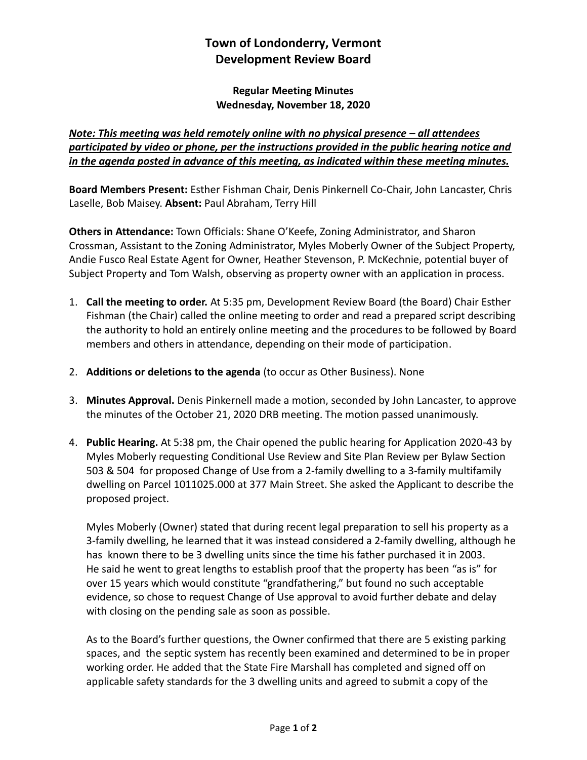# Town of Londonderry, Vermont
# Development Review Board

**Regular Meeting Minutes**
**Wednesday, November 18, 2020**

***Note: This meeting was held remotely online with no physical presence – all attendees participated by video or phone, per the instructions provided in the public hearing notice and in the agenda posted in advance of this meeting, as indicated within these meeting minutes.***

**Board Members Present:** Esther Fishman Chair, Denis Pinkernell Co-Chair, John Lancaster, Chris Laselle, Bob Maisey. **Absent:** Paul Abraham, Terry Hill

**Others in Attendance:** Town Officials: Shane O'Keefe, Zoning Administrator, and Sharon Crossman, Assistant to the Zoning Administrator, Myles Moberly Owner of the Subject Property, Andie Fusco Real Estate Agent for Owner, Heather Stevenson, P. McKechnie, potential buyer of Subject Property and Tom Walsh, observing as property owner with an application in process.

1. **Call the meeting to order.** At 5:35 pm, Development Review Board (the Board) Chair Esther Fishman (the Chair) called the online meeting to order and read a prepared script describing the authority to hold an entirely online meeting and the procedures to be followed by Board members and others in attendance, depending on their mode of participation.

2. **Additions or deletions to the agenda** (to occur as Other Business). None

3. **Minutes Approval.** Denis Pinkernell made a motion, seconded by John Lancaster, to approve the minutes of the October 21, 2020 DRB meeting. The motion passed unanimously.

4. **Public Hearing.** At 5:38 pm, the Chair opened the public hearing for Application 2020-43 by Myles Moberly requesting Conditional Use Review and Site Plan Review per Bylaw Section 503 & 504 for proposed Change of Use from a 2-family dwelling to a 3-family multifamily dwelling on Parcel 1011025.000 at 377 Main Street. She asked the Applicant to describe the proposed project.

   Myles Moberly (Owner) stated that during recent legal preparation to sell his property as a 3-family dwelling, he learned that it was instead considered a 2-family dwelling, although he has known there to be 3 dwelling units since the time his father purchased it in 2003. He said he went to great lengths to establish proof that the property has been "as is" for over 15 years which would constitute "grandfathering," but found no such acceptable evidence, so chose to request Change of Use approval to avoid further debate and delay with closing on the pending sale as soon as possible.

   As to the Board's further questions, the Owner confirmed that there are 5 existing parking spaces, and the septic system has recently been examined and determined to be in proper working order. He added that the State Fire Marshall has completed and signed off on applicable safety standards for the 3 dwelling units and agreed to submit a copy of the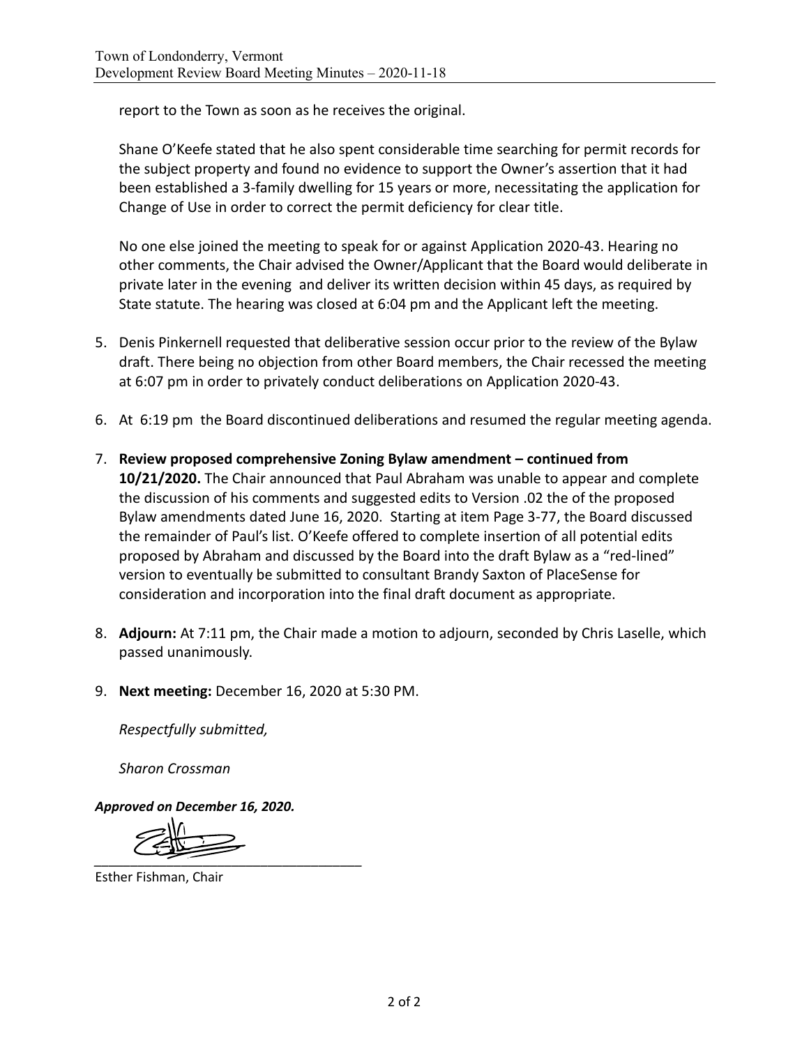report to the Town as soon as he receives the original.

Shane O'Keefe stated that he also spent considerable time searching for permit records for the subject property and found no evidence to support the Owner's assertion that it had been established a 3-family dwelling for 15 years or more, necessitating the application for Change of Use in order to correct the permit deficiency for clear title.

No one else joined the meeting to speak for or against Application 2020-43. Hearing no other comments, the Chair advised the Owner/Applicant that the Board would deliberate in private later in the evening and deliver its written decision within 45 days, as required by State statute. The hearing was closed at 6:04 pm and the Applicant left the meeting.

5. Denis Pinkernell requested that deliberative session occur prior to the review of the Bylaw draft. There being no objection from other Board members, the Chair recessed the meeting at 6:07 pm in order to privately conduct deliberations on Application 2020-43.

6. At 6:19 pm the Board discontinued deliberations and resumed the regular meeting agenda.

7. **Review proposed comprehensive Zoning Bylaw amendment – continued from 10/21/2020.** The Chair announced that Paul Abraham was unable to appear and complete the discussion of his comments and suggested edits to Version .02 the of the proposed Bylaw amendments dated June 16, 2020. Starting at item Page 3-77, the Board discussed the remainder of Paul's list. O'Keefe offered to complete insertion of all potential edits proposed by Abraham and discussed by the Board into the draft Bylaw as a "red-lined" version to eventually be submitted to consultant Brandy Saxton of PlaceSense for consideration and incorporation into the final draft document as appropriate.

8. **Adjourn:** At 7:11 pm, the Chair made a motion to adjourn, seconded by Chris Laselle, which passed unanimously.

9. **Next meeting:** December 16, 2020 at 5:30 PM.

*Respectfully submitted,*

*Sharon Crossman*

***Approved on December 16, 2020.***

_________________________________

Esther Fishman, Chair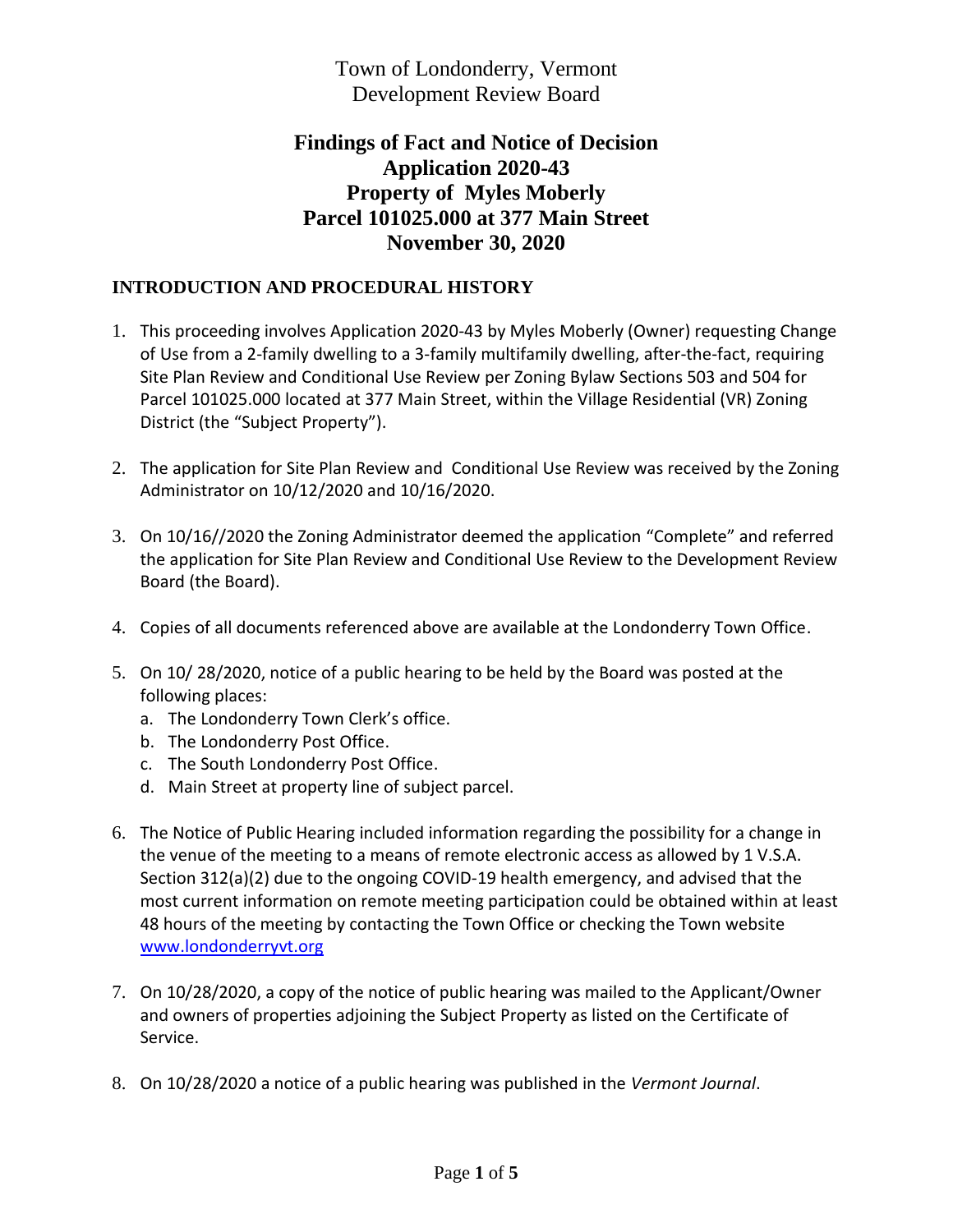Town of Londonderry, Vermont
Development Review Board

# Findings of Fact and Notice of Decision
# Application 2020-43
# Property of Myles Moberly
# Parcel 101025.000 at 377 Main Street
# November 30, 2020

## INTRODUCTION AND PROCEDURAL HISTORY

1. This proceeding involves Application 2020-43 by Myles Moberly (Owner) requesting Change of Use from a 2-family dwelling to a 3-family multifamily dwelling, after-the-fact, requiring Site Plan Review and Conditional Use Review per Zoning Bylaw Sections 503 and 504 for Parcel 101025.000 located at 377 Main Street, within the Village Residential (VR) Zoning District (the "Subject Property").

2. The application for Site Plan Review and Conditional Use Review was received by the Zoning Administrator on 10/12/2020 and 10/16/2020.

3. On 10/16//2020 the Zoning Administrator deemed the application "Complete" and referred the application for Site Plan Review and Conditional Use Review to the Development Review Board (the Board).

4. Copies of all documents referenced above are available at the Londonderry Town Office.

5. On 10/ 28/2020, notice of a public hearing to be held by the Board was posted at the following places:
   a. The Londonderry Town Clerk's office.
   b. The Londonderry Post Office.
   c. The South Londonderry Post Office.
   d. Main Street at property line of subject parcel.

6. The Notice of Public Hearing included information regarding the possibility for a change in the venue of the meeting to a means of remote electronic access as allowed by 1 V.S.A. Section 312(a)(2) due to the ongoing COVID-19 health emergency, and advised that the most current information on remote meeting participation could be obtained within at least 48 hours of the meeting by contacting the Town Office or checking the Town website www.londonderryvt.org

7. On 10/28/2020, a copy of the notice of public hearing was mailed to the Applicant/Owner and owners of properties adjoining the Subject Property as listed on the Certificate of Service.

8. On 10/28/2020 a notice of a public hearing was published in the *Vermont Journal*.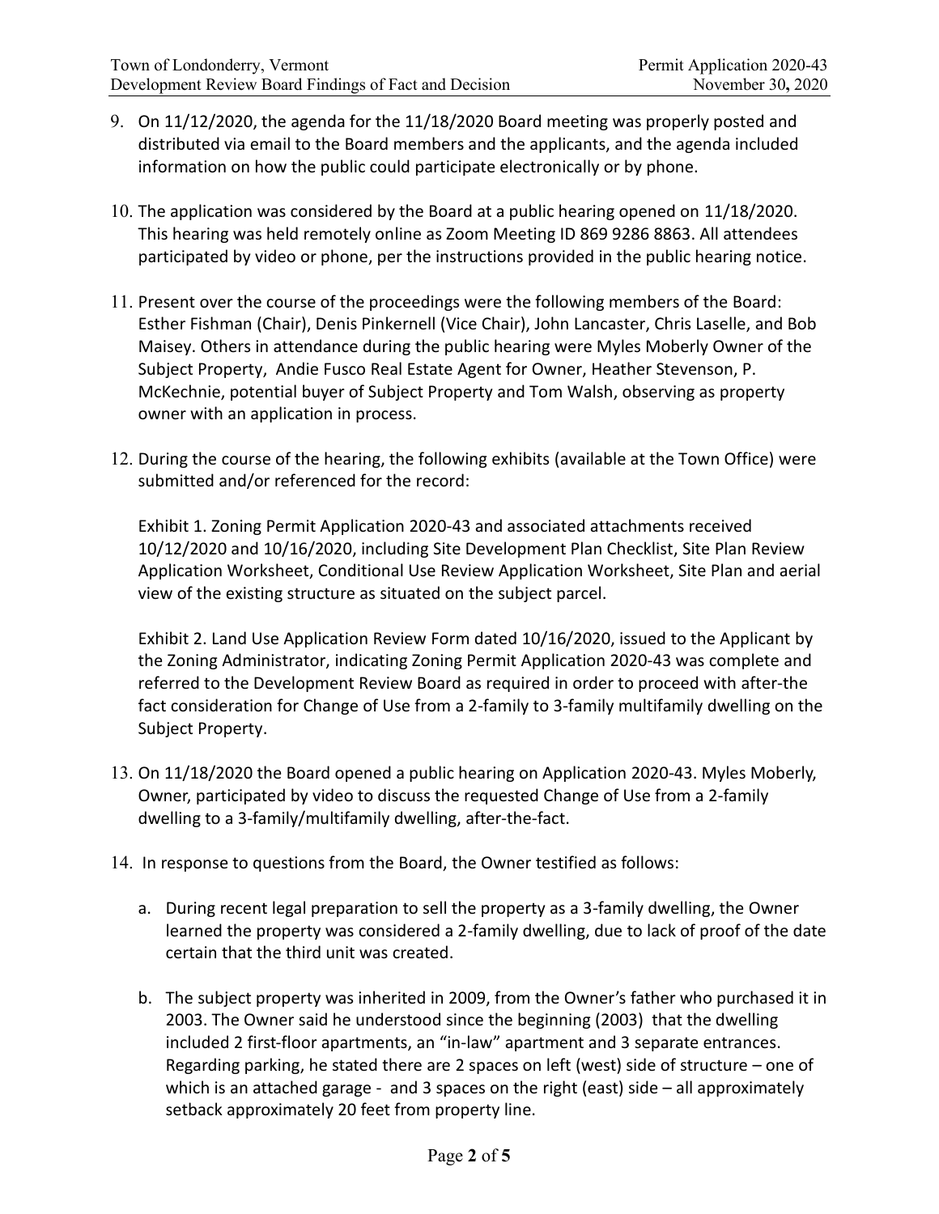9. On 11/12/2020, the agenda for the 11/18/2020 Board meeting was properly posted and distributed via email to the Board members and the applicants, and the agenda included information on how the public could participate electronically or by phone.

10. The application was considered by the Board at a public hearing opened on 11/18/2020. This hearing was held remotely online as Zoom Meeting ID 869 9286 8863. All attendees participated by video or phone, per the instructions provided in the public hearing notice.

11. Present over the course of the proceedings were the following members of the Board: Esther Fishman (Chair), Denis Pinkernell (Vice Chair), John Lancaster, Chris Laselle, and Bob Maisey. Others in attendance during the public hearing were Myles Moberly Owner of the Subject Property, Andie Fusco Real Estate Agent for Owner, Heather Stevenson, P. McKechnie, potential buyer of Subject Property and Tom Walsh, observing as property owner with an application in process.

12. During the course of the hearing, the following exhibits (available at the Town Office) were submitted and/or referenced for the record:

    Exhibit 1. Zoning Permit Application 2020-43 and associated attachments received 10/12/2020 and 10/16/2020, including Site Development Plan Checklist, Site Plan Review Application Worksheet, Conditional Use Review Application Worksheet, Site Plan and aerial view of the existing structure as situated on the subject parcel.

    Exhibit 2. Land Use Application Review Form dated 10/16/2020, issued to the Applicant by the Zoning Administrator, indicating Zoning Permit Application 2020-43 was complete and referred to the Development Review Board as required in order to proceed with after-the fact consideration for Change of Use from a 2-family to 3-family multifamily dwelling on the Subject Property.

13. On 11/18/2020 the Board opened a public hearing on Application 2020-43. Myles Moberly, Owner, participated by video to discuss the requested Change of Use from a 2-family dwelling to a 3-family/multifamily dwelling, after-the-fact.

14. In response to questions from the Board, the Owner testified as follows:

    a. During recent legal preparation to sell the property as a 3-family dwelling, the Owner learned the property was considered a 2-family dwelling, due to lack of proof of the date certain that the third unit was created.

    b. The subject property was inherited in 2009, from the Owner's father who purchased it in 2003. The Owner said he understood since the beginning (2003) that the dwelling included 2 first-floor apartments, an "in-law" apartment and 3 separate entrances. Regarding parking, he stated there are 2 spaces on left (west) side of structure – one of which is an attached garage - and 3 spaces on the right (east) side – all approximately setback approximately 20 feet from property line.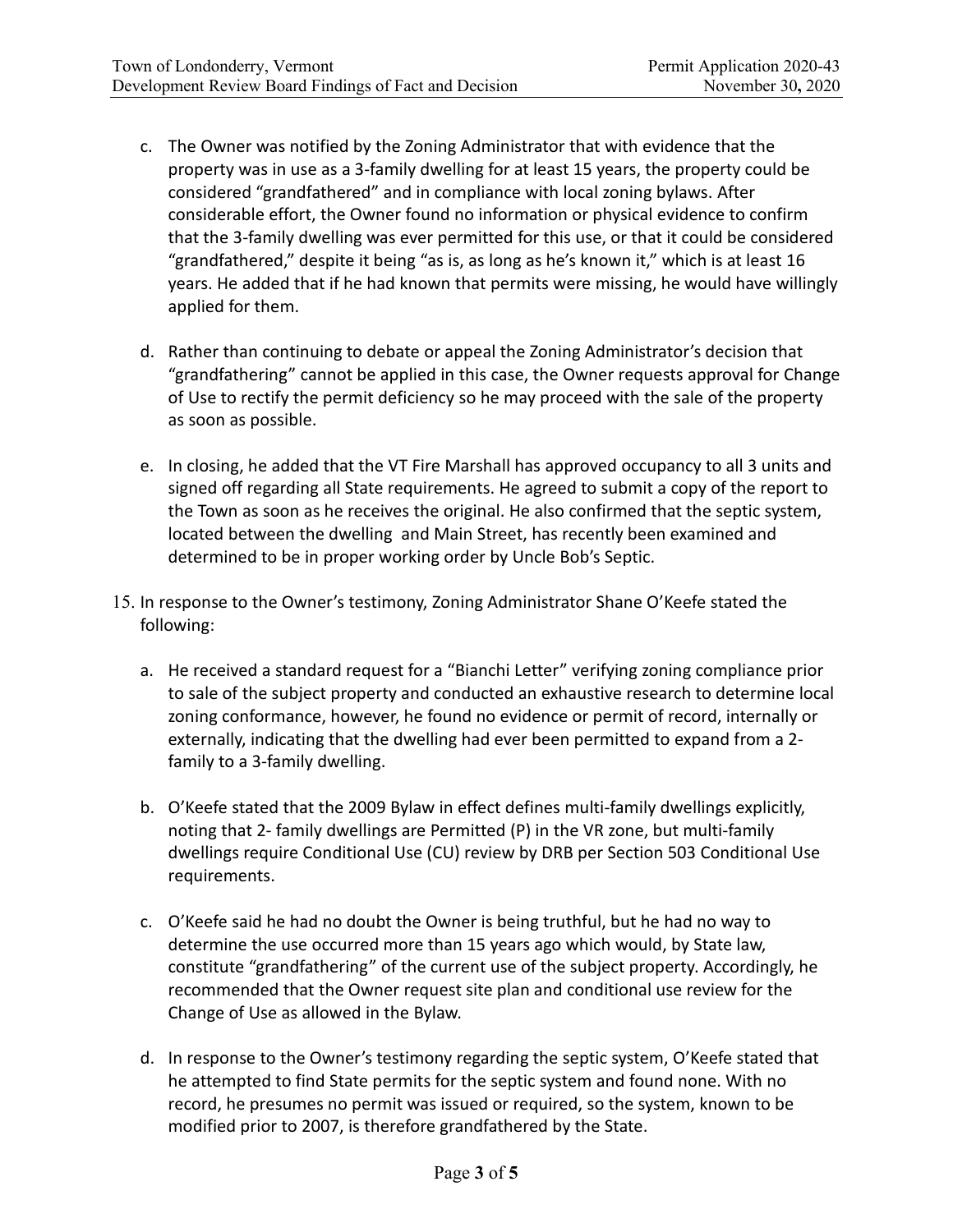c. The Owner was notified by the Zoning Administrator that with evidence that the property was in use as a 3-family dwelling for at least 15 years, the property could be considered "grandfathered" and in compliance with local zoning bylaws. After considerable effort, the Owner found no information or physical evidence to confirm that the 3-family dwelling was ever permitted for this use, or that it could be considered "grandfathered," despite it being "as is, as long as he's known it," which is at least 16 years. He added that if he had known that permits were missing, he would have willingly applied for them.

d. Rather than continuing to debate or appeal the Zoning Administrator's decision that "grandfathering" cannot be applied in this case, the Owner requests approval for Change of Use to rectify the permit deficiency so he may proceed with the sale of the property as soon as possible.

e. In closing, he added that the VT Fire Marshall has approved occupancy to all 3 units and signed off regarding all State requirements. He agreed to submit a copy of the report to the Town as soon as he receives the original. He also confirmed that the septic system, located between the dwelling and Main Street, has recently been examined and determined to be in proper working order by Uncle Bob's Septic.

15. In response to the Owner's testimony, Zoning Administrator Shane O'Keefe stated the following:

    a. He received a standard request for a "Bianchi Letter" verifying zoning compliance prior to sale of the subject property and conducted an exhaustive research to determine local zoning conformance, however, he found no evidence or permit of record, internally or externally, indicating that the dwelling had ever been permitted to expand from a 2-family to a 3-family dwelling.

    b. O'Keefe stated that the 2009 Bylaw in effect defines multi-family dwellings explicitly, noting that 2- family dwellings are Permitted (P) in the VR zone, but multi-family dwellings require Conditional Use (CU) review by DRB per Section 503 Conditional Use requirements.

    c. O'Keefe said he had no doubt the Owner is being truthful, but he had no way to determine the use occurred more than 15 years ago which would, by State law, constitute "grandfathering" of the current use of the subject property. Accordingly, he recommended that the Owner request site plan and conditional use review for the Change of Use as allowed in the Bylaw.

    d. In response to the Owner's testimony regarding the septic system, O'Keefe stated that he attempted to find State permits for the septic system and found none. With no record, he presumes no permit was issued or required, so the system, known to be modified prior to 2007, is therefore grandfathered by the State.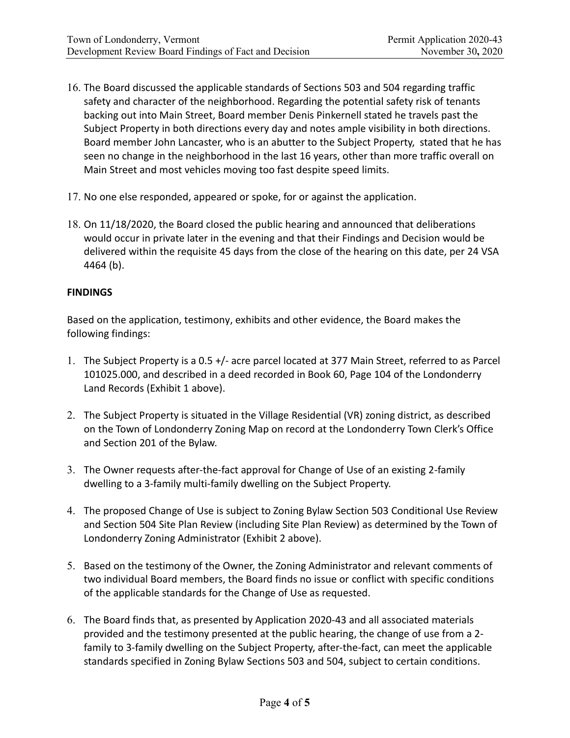16. The Board discussed the applicable standards of Sections 503 and 504 regarding traffic safety and character of the neighborhood. Regarding the potential safety risk of tenants backing out into Main Street, Board member Denis Pinkernell stated he travels past the Subject Property in both directions every day and notes ample visibility in both directions. Board member John Lancaster, who is an abutter to the Subject Property, stated that he has seen no change in the neighborhood in the last 16 years, other than more traffic overall on Main Street and most vehicles moving too fast despite speed limits.

17. No one else responded, appeared or spoke, for or against the application.

18. On 11/18/2020, the Board closed the public hearing and announced that deliberations would occur in private later in the evening and that their Findings and Decision would be delivered within the requisite 45 days from the close of the hearing on this date, per 24 VSA 4464 (b).

**FINDINGS**

Based on the application, testimony, exhibits and other evidence, the Board makes the following findings:

1. The Subject Property is a 0.5 +/- acre parcel located at 377 Main Street, referred to as Parcel 101025.000, and described in a deed recorded in Book 60, Page 104 of the Londonderry Land Records (Exhibit 1 above).

2. The Subject Property is situated in the Village Residential (VR) zoning district, as described on the Town of Londonderry Zoning Map on record at the Londonderry Town Clerk's Office and Section 201 of the Bylaw.

3. The Owner requests after-the-fact approval for Change of Use of an existing 2-family dwelling to a 3-family multi-family dwelling on the Subject Property.

4. The proposed Change of Use is subject to Zoning Bylaw Section 503 Conditional Use Review and Section 504 Site Plan Review (including Site Plan Review) as determined by the Town of Londonderry Zoning Administrator (Exhibit 2 above).

5. Based on the testimony of the Owner, the Zoning Administrator and relevant comments of two individual Board members, the Board finds no issue or conflict with specific conditions of the applicable standards for the Change of Use as requested.

6. The Board finds that, as presented by Application 2020-43 and all associated materials provided and the testimony presented at the public hearing, the change of use from a 2-family to 3-family dwelling on the Subject Property, after-the-fact, can meet the applicable standards specified in Zoning Bylaw Sections 503 and 504, subject to certain conditions.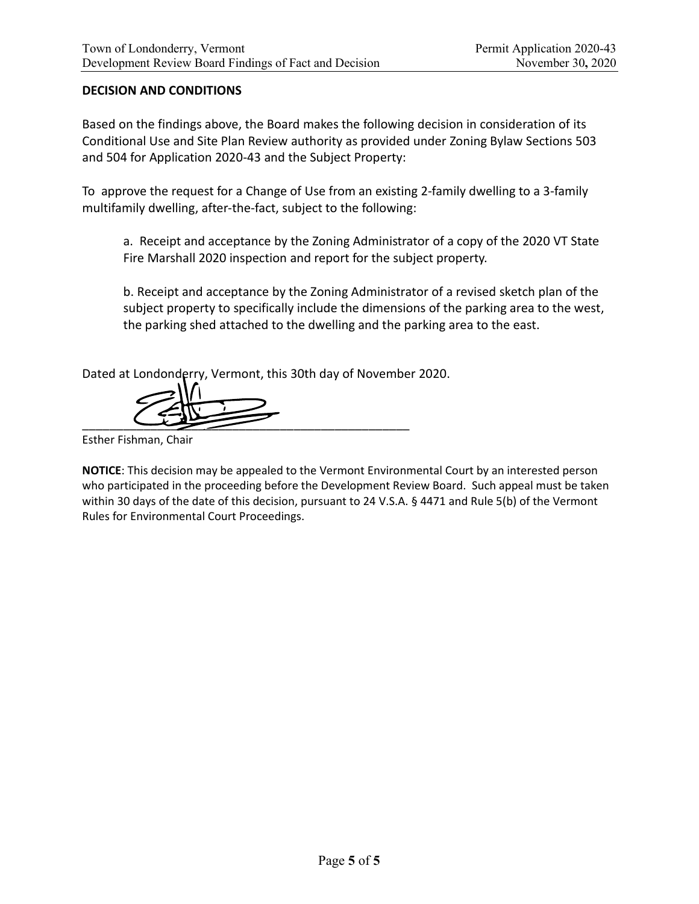## DECISION AND CONDITIONS

Based on the findings above, the Board makes the following decision in consideration of its Conditional Use and Site Plan Review authority as provided under Zoning Bylaw Sections 503 and 504 for Application 2020-43 and the Subject Property:

To approve the request for a Change of Use from an existing 2-family dwelling to a 3-family multifamily dwelling, after-the-fact, subject to the following:

> a. Receipt and acceptance by the Zoning Administrator of a copy of the 2020 VT State Fire Marshall 2020 inspection and report for the subject property.
>
> b. Receipt and acceptance by the Zoning Administrator of a revised sketch plan of the subject property to specifically include the dimensions of the parking area to the west, the parking shed attached to the dwelling and the parking area to the east.

Dated at Londonderry, Vermont, this 30th day of November 2020.

\_\_\_\_\_\_\_\_\_\_\_\_\_\_\_\_\_\_\_\_\_\_\_\_\_\_\_\_\_\_\_\_\_\_\_\_\_\_\_\_\_\_\_\_

Esther Fishman, Chair

**NOTICE**: This decision may be appealed to the Vermont Environmental Court by an interested person who participated in the proceeding before the Development Review Board. Such appeal must be taken within 30 days of the date of this decision, pursuant to 24 V.S.A. § 4471 and Rule 5(b) of the Vermont Rules for Environmental Court Proceedings.